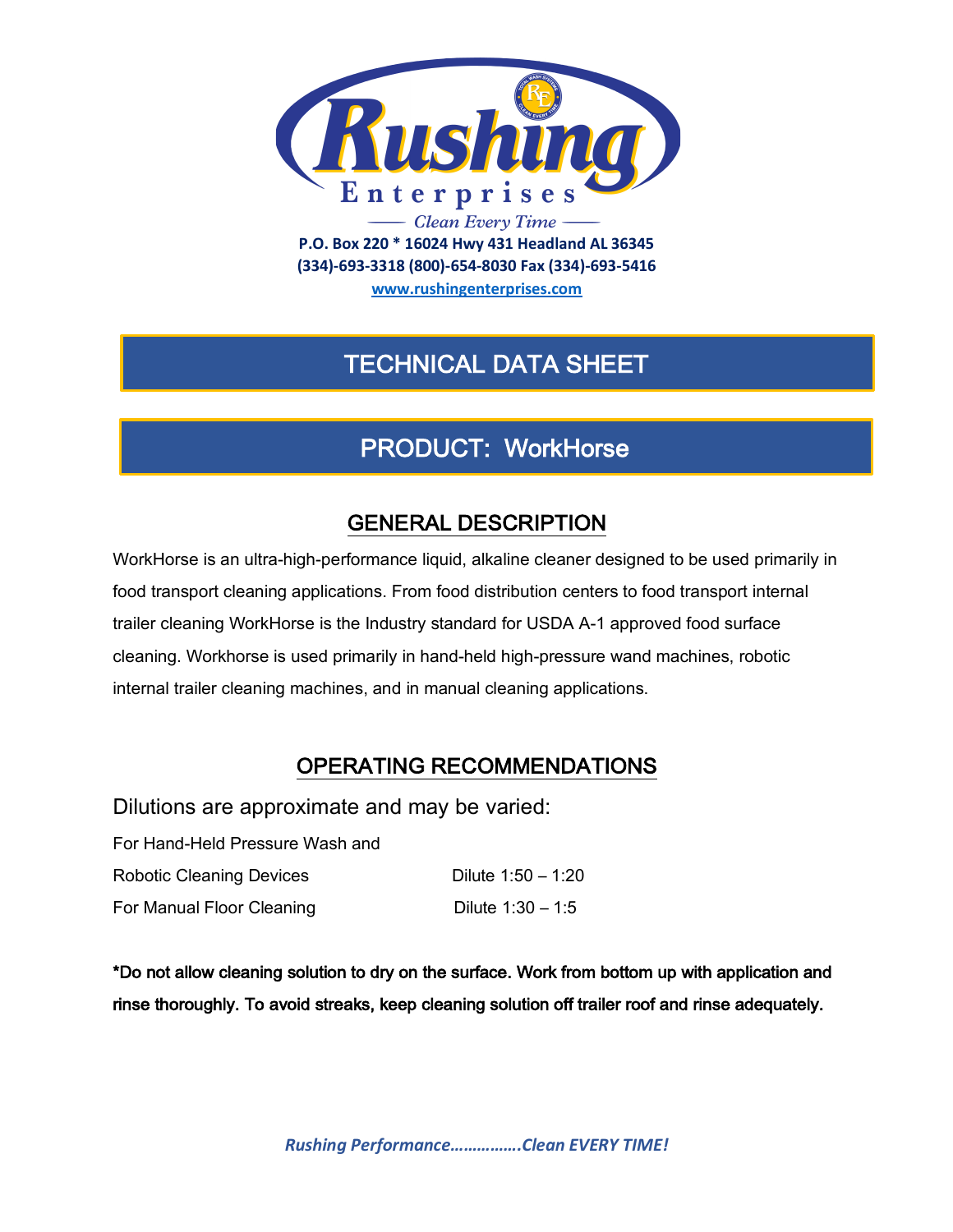# Rushing Enterprises

*Clean Every Time*

**P.O. Box 220 * 16024 Hwy 431 Headland AL 36345**
**(334)-693-3318 (800)-654-8030 Fax (334)-693-5416**
**www.rushingenterprises.com**

# TECHNICAL DATA SHEET

# PRODUCT: WorkHorse

## GENERAL DESCRIPTION

WorkHorse is an ultra-high-performance liquid, alkaline cleaner designed to be used primarily in food transport cleaning applications. From food distribution centers to food transport internal trailer cleaning WorkHorse is the Industry standard for USDA A-1 approved food surface cleaning. Workhorse is used primarily in hand-held high-pressure wand machines, robotic internal trailer cleaning machines, and in manual cleaning applications.

## OPERATING RECOMMENDATIONS

Dilutions are approximate and may be varied:

| Application | Dilution |
| --- | --- |
| For Hand-Held Pressure Wash and Robotic Cleaning Devices | Dilute 1:50 – 1:20 |
| For Manual Floor Cleaning | Dilute 1:30 – 1:5 |

**\*Do not allow cleaning solution to dry on the surface. Work from bottom up with application and rinse thoroughly. To avoid streaks, keep cleaning solution off trailer roof and rinse adequately.**

***Rushing Performance…………….Clean EVERY TIME!***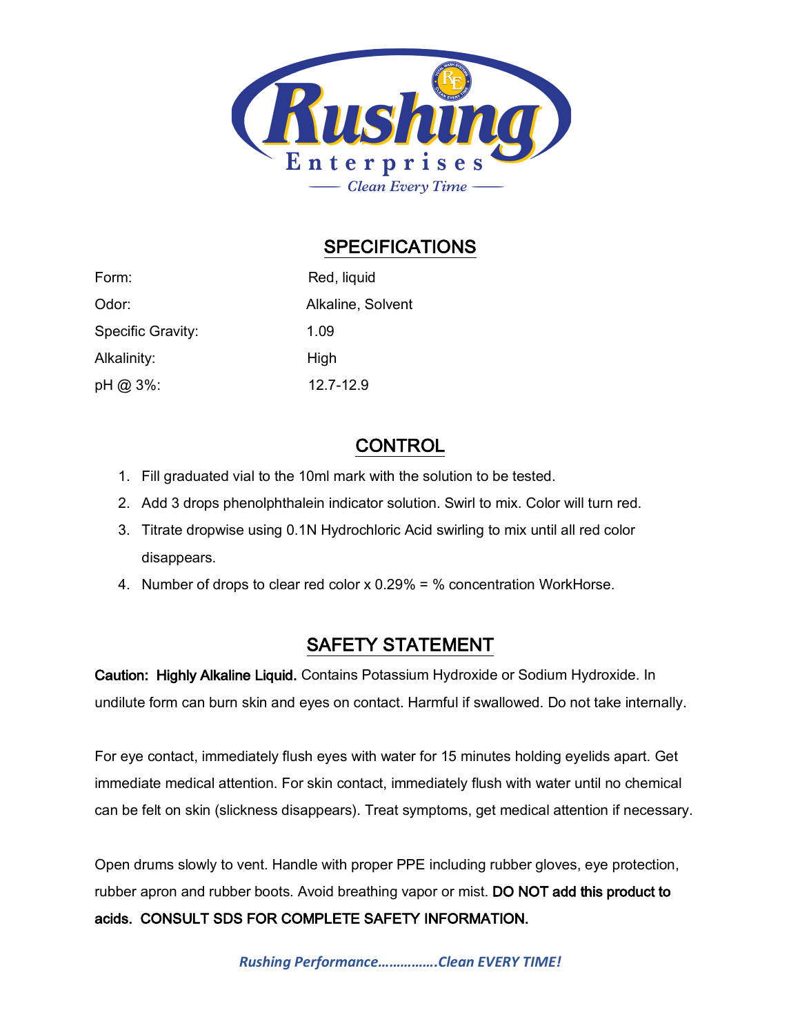## SPECIFICATIONS

| | |
|---|---|
| Form: | Red, liquid |
| Odor: | Alkaline, Solvent |
| Specific Gravity: | 1.09 |
| Alkalinity: | High |
| pH @ 3%: | 12.7-12.9 |

## CONTROL

1. Fill graduated vial to the 10ml mark with the solution to be tested.
2. Add 3 drops phenolphthalein indicator solution. Swirl to mix. Color will turn red.
3. Titrate dropwise using 0.1N Hydrochloric Acid swirling to mix until all red color disappears.
4. Number of drops to clear red color x 0.29% = % concentration WorkHorse.

## SAFETY STATEMENT

**Caution: Highly Alkaline Liquid.** Contains Potassium Hydroxide or Sodium Hydroxide. In undilute form can burn skin and eyes on contact. Harmful if swallowed. Do not take internally.

For eye contact, immediately flush eyes with water for 15 minutes holding eyelids apart. Get immediate medical attention. For skin contact, immediately flush with water until no chemical can be felt on skin (slickness disappears). Treat symptoms, get medical attention if necessary.

Open drums slowly to vent. Handle with proper PPE including rubber gloves, eye protection, rubber apron and rubber boots. Avoid breathing vapor or mist. **DO NOT add this product to acids. CONSULT SDS FOR COMPLETE SAFETY INFORMATION.**

***Rushing Performance…………….Clean EVERY TIME!***